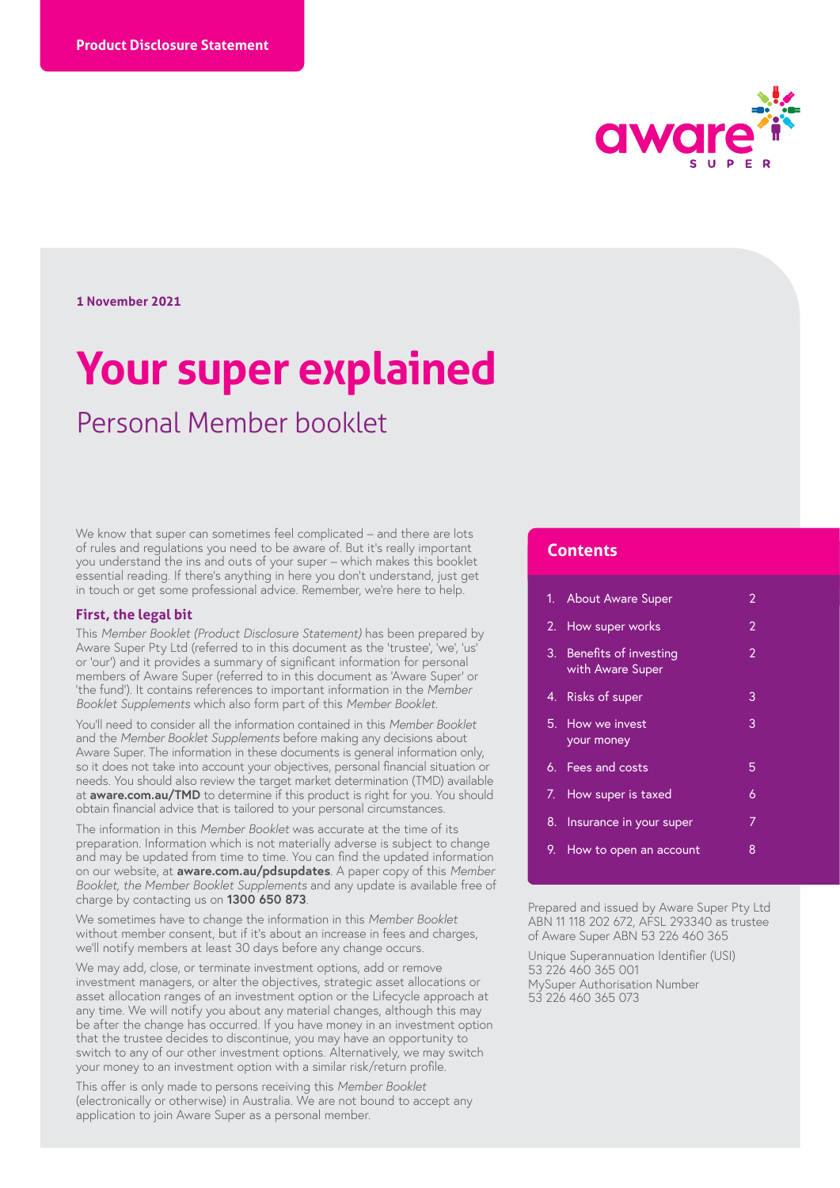Product Disclosure Statement

1 November 2021

# Your super explained

## Personal Member booklet

We know that super can sometimes feel complicated – and there are lots of rules and regulations you need to be aware of. But it's really important you understand the ins and outs of your super – which makes this booklet essential reading. If there's anything in here you don't understand, just get in touch or get some professional advice. Remember, we're here to help.

### First, the legal bit

This *Member Booklet (Product Disclosure Statement)* has been prepared by Aware Super Pty Ltd (referred to in this document as the 'trustee', 'we', 'us' or 'our') and it provides a summary of significant information for personal members of Aware Super (referred to in this document as 'Aware Super' or 'the fund'). It contains references to important information in the *Member Booklet Supplements* which also form part of this *Member Booklet*.

You'll need to consider all the information contained in this *Member Booklet* and the *Member Booklet Supplements* before making any decisions about Aware Super. The information in these documents is general information only, so it does not take into account your objectives, personal financial situation or needs. You should also review the target market determination (TMD) available at **aware.com.au/TMD** to determine if this product is right for you. You should obtain financial advice that is tailored to your personal circumstances.

The information in this *Member Booklet* was accurate at the time of its preparation. Information which is not materially adverse is subject to change and may be updated from time to time. You can find the updated information on our website, at **aware.com.au/pdsupdates**. A paper copy of this *Member Booklet, the Member Booklet Supplements* and any update is available free of charge by contacting us on **1300 650 873**.

We sometimes have to change the information in this *Member Booklet* without member consent, but if it's about an increase in fees and charges, we'll notify members at least 30 days before any change occurs.

We may add, close, or terminate investment options, add or remove investment managers, or alter the objectives, strategic asset allocations or asset allocation ranges of an investment option or the Lifecycle approach at any time. We will notify you about any material changes, although this may be after the change has occurred. If you have money in an investment option that the trustee decides to discontinue, you may have an opportunity to switch to any of our other investment options. Alternatively, we may switch your money to an investment option with a similar risk/return profile.

This offer is only made to persons receiving this *Member Booklet* (electronically or otherwise) in Australia. We are not bound to accept any application to join Aware Super as a personal member.

### Contents

| | | |
|---|---|---|
| 1. | About Aware Super | 2 |
| 2. | How super works | 2 |
| 3. | Benefits of investing with Aware Super | 2 |
| 4. | Risks of super | 3 |
| 5. | How we invest your money | 3 |
| 6. | Fees and costs | 5 |
| 7. | How super is taxed | 6 |
| 8. | Insurance in your super | 7 |
| 9. | How to open an account | 8 |

Prepared and issued by Aware Super Pty Ltd ABN 11 118 202 672, AFSL 293340 as trustee of Aware Super ABN 53 226 460 365

Unique Superannuation Identifier (USI) 53 226 460 365 001
MySuper Authorisation Number 53 226 460 365 073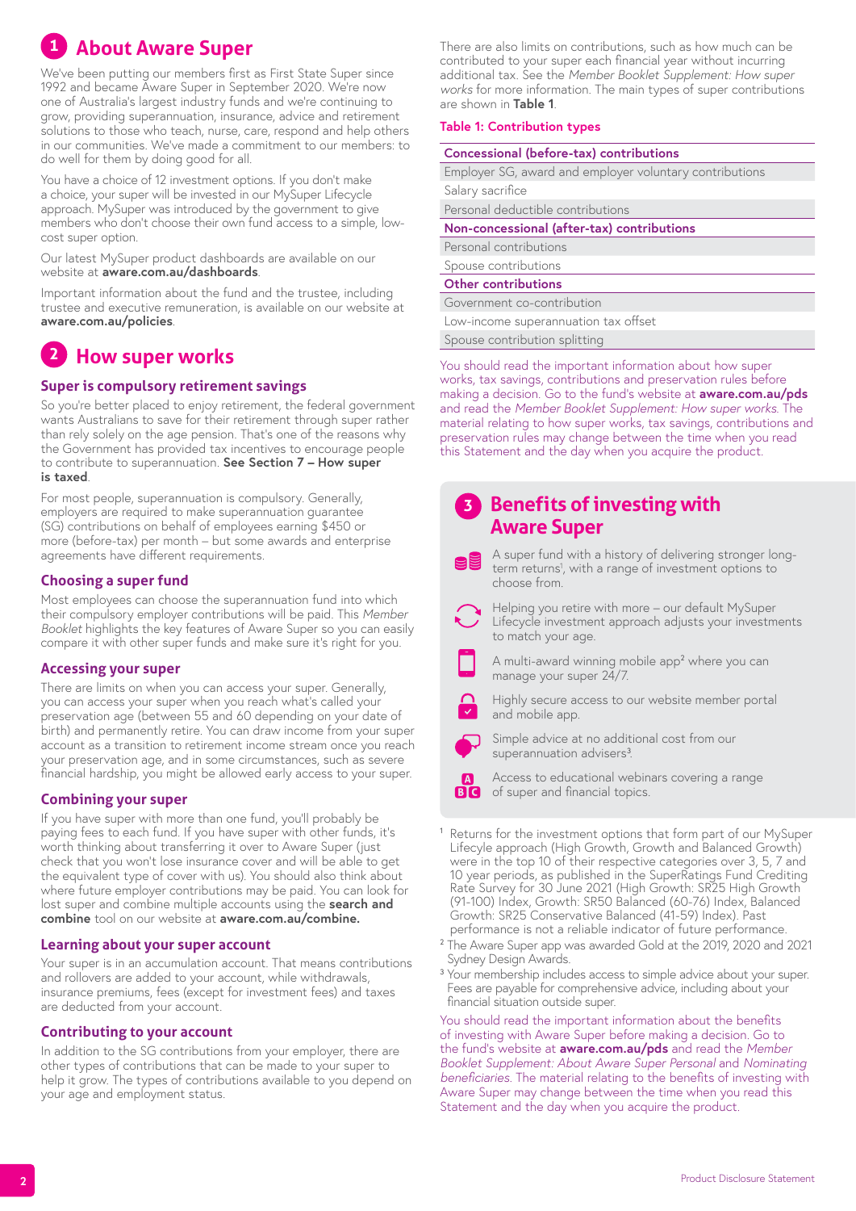# 1 About Aware Super

We've been putting our members first as First State Super since 1992 and became Aware Super in September 2020. We're now one of Australia's largest industry funds and we're continuing to grow, providing superannuation, insurance, advice and retirement solutions to those who teach, nurse, care, respond and help others in our communities. We've made a commitment to our members: to do well for them by doing good for all.

You have a choice of 12 investment options. If you don't make a choice, your super will be invested in our MySuper Lifecycle approach. MySuper was introduced by the government to give members who don't choose their own fund access to a simple, low-cost super option.

Our latest MySuper product dashboards are available on our website at **aware.com.au/dashboards**.

Important information about the fund and the trustee, including trustee and executive remuneration, is available on our website at **aware.com.au/policies**.

# 2 How super works

## Super is compulsory retirement savings

So you're better placed to enjoy retirement, the federal government wants Australians to save for their retirement through super rather than rely solely on the age pension. That's one of the reasons why the Government has provided tax incentives to encourage people to contribute to superannuation. **See Section 7 – How super is taxed**.

For most people, superannuation is compulsory. Generally, employers are required to make superannuation guarantee (SG) contributions on behalf of employees earning $450 or more (before-tax) per month – but some awards and enterprise agreements have different requirements.

## Choosing a super fund

Most employees can choose the superannuation fund into which their compulsory employer contributions will be paid. This *Member Booklet* highlights the key features of Aware Super so you can easily compare it with other super funds and make sure it's right for you.

## Accessing your super

There are limits on when you can access your super. Generally, you can access your super when you reach what's called your preservation age (between 55 and 60 depending on your date of birth) and permanently retire. You can draw income from your super account as a transition to retirement income stream once you reach your preservation age, and in some circumstances, such as severe financial hardship, you might be allowed early access to your super.

## Combining your super

If you have super with more than one fund, you'll probably be paying fees to each fund. If you have super with other funds, it's worth thinking about transferring it over to Aware Super (just check that you won't lose insurance cover and will be able to get the equivalent type of cover with us). You should also think about where future employer contributions may be paid. You can look for lost super and combine multiple accounts using the **search and combine** tool on our website at **aware.com.au/combine.**

## Learning about your super account

Your super is in an accumulation account. That means contributions and rollovers are added to your account, while withdrawals, insurance premiums, fees (except for investment fees) and taxes are deducted from your account.

## Contributing to your account

In addition to the SG contributions from your employer, there are other types of contributions that can be made to your super to help it grow. The types of contributions available to you depend on your age and employment status.

There are also limits on contributions, such as how much can be contributed to your super each financial year without incurring additional tax. See the *Member Booklet Supplement: How super works* for more information. The main types of super contributions are shown in **Table 1**.

**Table 1: Contribution types**

| |
|---|
| **Concessional (before-tax) contributions** |
| Employer SG, award and employer voluntary contributions |
| Salary sacrifice |
| Personal deductible contributions |
| **Non-concessional (after-tax) contributions** |
| Personal contributions |
| Spouse contributions |
| **Other contributions** |
| Government co-contribution |
| Low-income superannuation tax offset |
| Spouse contribution splitting |

You should read the important information about how super works, tax savings, contributions and preservation rules before making a decision. Go to the fund's website at **aware.com.au/pds** and read the *Member Booklet Supplement: How super works*. The material relating to how super works, tax savings, contributions and preservation rules may change between the time when you read this Statement and the day when you acquire the product.

# 3 Benefits of investing with Aware Super

- A super fund with a history of delivering stronger long-term returns[1], with a range of investment options to choose from.
- Helping you retire with more – our default MySuper Lifecycle investment approach adjusts your investments to match your age.
- A multi-award winning mobile app[2] where you can manage your super 24/7.
- Highly secure access to our website member portal and mobile app.
- Simple advice at no additional cost from our superannuation advisers[3].
- Access to educational webinars covering a range of super and financial topics.

[1] Returns for the investment options that form part of our MySuper Lifecyle approach (High Growth, Growth and Balanced Growth) were in the top 10 of their respective categories over 3, 5, 7 and 10 year periods, as published in the SuperRatings Fund Crediting Rate Survey for 30 June 2021 (High Growth: SR25 High Growth (91-100) Index, Growth: SR50 Balanced (60-76) Index, Balanced Growth: SR25 Conservative Balanced (41-59) Index). Past performance is not a reliable indicator of future performance.

[2] The Aware Super app was awarded Gold at the 2019, 2020 and 2021 Sydney Design Awards.

[3] Your membership includes access to simple advice about your super. Fees are payable for comprehensive advice, including about your financial situation outside super.

You should read the important information about the benefits of investing with Aware Super before making a decision. Go to the fund's website at **aware.com.au/pds** and read the *Member Booklet Supplement: About Aware Super Personal* and *Nominating beneficiaries*. The material relating to the benefits of investing with Aware Super may change between the time when you read this Statement and the day when you acquire the product.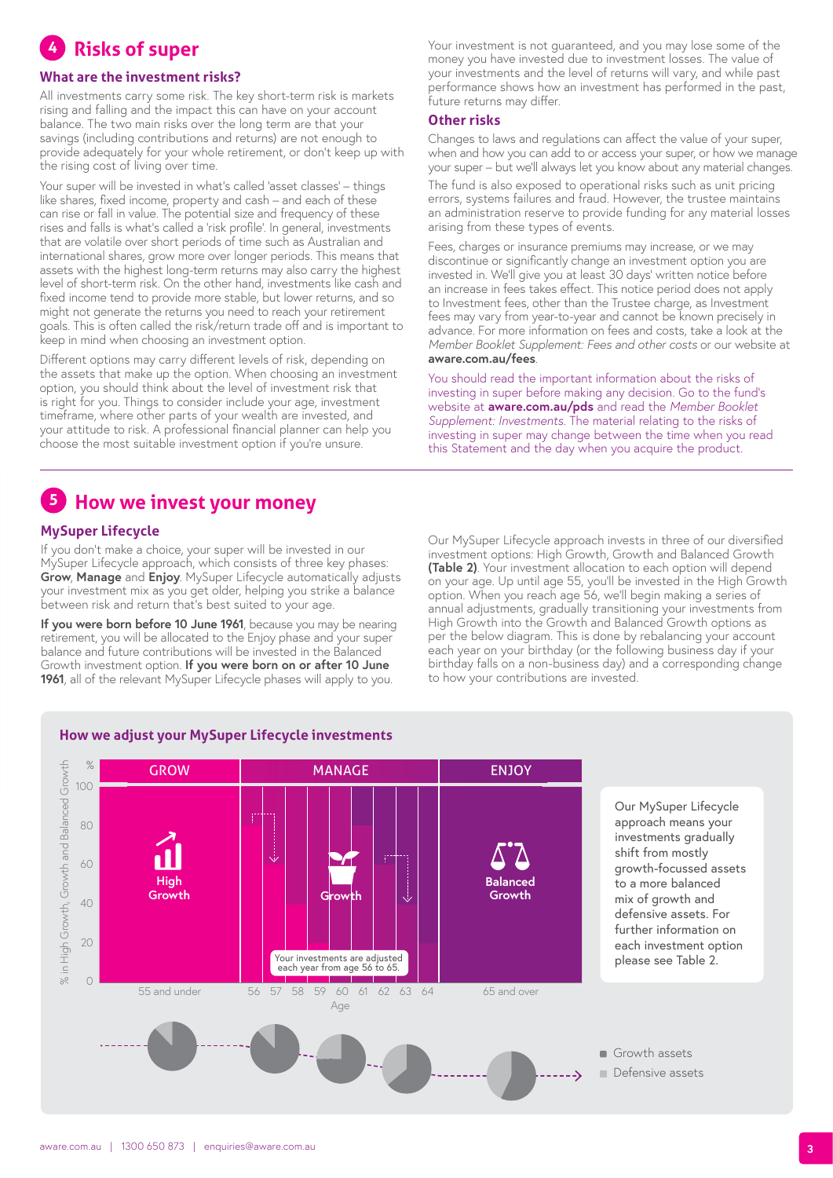## 4 Risks of super

### What are the investment risks?

All investments carry some risk. The key short-term risk is markets rising and falling and the impact this can have on your account balance. The two main risks over the long term are that your savings (including contributions and returns) are not enough to provide adequately for your whole retirement, or don't keep up with the rising cost of living over time.

Your super will be invested in what's called 'asset classes' – things like shares, fixed income, property and cash – and each of these can rise or fall in value. The potential size and frequency of these rises and falls is what's called a 'risk profile'. In general, investments that are volatile over short periods of time such as Australian and international shares, grow more over longer periods. This means that assets with the highest long-term returns may also carry the highest level of short-term risk. On the other hand, investments like cash and fixed income tend to provide more stable, but lower returns, and so might not generate the returns you need to reach your retirement goals. This is often called the risk/return trade off and is important to keep in mind when choosing an investment option.

Different options may carry different levels of risk, depending on the assets that make up the option. When choosing an investment option, you should think about the level of investment risk that is right for you. Things to consider include your age, investment timeframe, where other parts of your wealth are invested, and your attitude to risk. A professional financial planner can help you choose the most suitable investment option if you're unsure.

Your investment is not guaranteed, and you may lose some of the money you have invested due to investment losses. The value of your investments and the level of returns will vary, and while past performance shows how an investment has performed in the past, future returns may differ.

### Other risks

Changes to laws and regulations can affect the value of your super, when and how you can add to or access your super, or how we manage your super – but we'll always let you know about any material changes.

The fund is also exposed to operational risks such as unit pricing errors, systems failures and fraud. However, the trustee maintains an administration reserve to provide funding for any material losses arising from these types of events.

Fees, charges or insurance premiums may increase, or we may discontinue or significantly change an investment option you are invested in. We'll give you at least 30 days' written notice before an increase in fees takes effect. This notice period does not apply to Investment fees, other than the Trustee charge, as Investment fees may vary from year-to-year and cannot be known precisely in advance. For more information on fees and costs, take a look at the *Member Booklet Supplement: Fees and other costs* or our website at **aware.com.au/fees**.

You should read the important information about the risks of investing in super before making any decision. Go to the fund's website at **aware.com.au/pds** and read the *Member Booklet Supplement: Investments*. The material relating to the risks of investing in super may change between the time when you read this Statement and the day when you acquire the product.

## 5 How we invest your money

### MySuper Lifecycle

If you don't make a choice, your super will be invested in our MySuper Lifecycle approach, which consists of three key phases: **Grow**, **Manage** and **Enjoy**. MySuper Lifecycle automatically adjusts your investment mix as you get older, helping you strike a balance between risk and return that's best suited to your age.

**If you were born before 10 June 1961**, because you may be nearing retirement, you will be allocated to the Enjoy phase and your super balance and future contributions will be invested in the Balanced Growth investment option. **If you were born on or after 10 June 1961**, all of the relevant MySuper Lifecycle phases will apply to you.

Our MySuper Lifecycle approach invests in three of our diversified investment options: High Growth, Growth and Balanced Growth **(Table 2)**. Your investment allocation to each option will depend on your age. Up until age 55, you'll be invested in the High Growth option. When you reach age 56, we'll begin making a series of annual adjustments, gradually transitioning your investments from High Growth to the Growth and Balanced Growth options as per the below diagram. This is done by rebalancing your account each year on your birthday (or the following business day if your birthday falls on a non-business day) and a corresponding change to how your contributions are invested.

### How we adjust your MySuper Lifecycle investments

% in High Growth, Growth and Balanced Growth

%
100
80
60
40
20
0

GROW
MANAGE
ENJOY

High Growth
Growth
Balanced Growth

Your investments are adjusted each year from age 56 to 65.

55 and under
56 57 58 59 60 61 62 63 64
65 and over
Age

Growth assets
Defensive assets

Our MySuper Lifecycle approach means your investments gradually shift from mostly growth-focussed assets to a more balanced mix of growth and defensive assets. For further information on each investment option please see Table 2.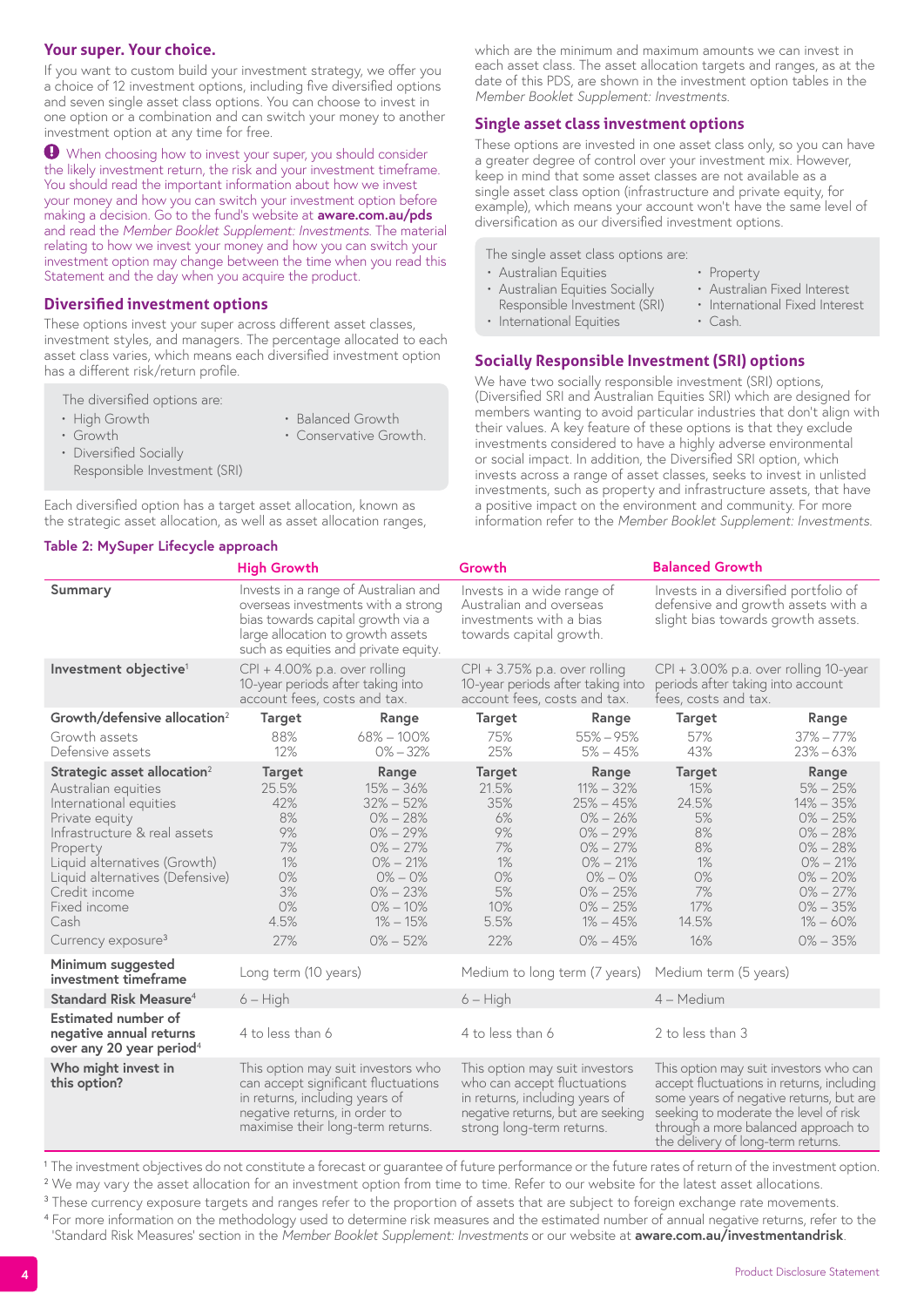## Your super. Your choice.

If you want to custom build your investment strategy, we offer you a choice of 12 investment options, including five diversified options and seven single asset class options. You can choose to invest in one option or a combination and can switch your money to another investment option at any time for free.

When choosing how to invest your super, you should consider the likely investment return, the risk and your investment timeframe. You should read the important information about how we invest your money and how you can switch your investment option before making a decision. Go to the fund's website at **aware.com.au/pds** and read the *Member Booklet Supplement: Investments*. The material relating to how we invest your money and how you can switch your investment option may change between the time when you read this Statement and the day when you acquire the product.

### Diversified investment options

These options invest your super across different asset classes, investment styles, and managers. The percentage allocated to each asset class varies, which means each diversified investment option has a different risk/return profile.

The diversified options are:

- High Growth
- Growth
- Diversified Socially Responsible Investment (SRI)
- Balanced Growth
- Conservative Growth.

Each diversified option has a target asset allocation, known as the strategic asset allocation, as well as asset allocation ranges, which are the minimum and maximum amounts we can invest in each asset class. The asset allocation targets and ranges, as at the date of this PDS, are shown in the investment option tables in the *Member Booklet Supplement: Investments*.

### Single asset class investment options

These options are invested in one asset class only, so you can have a greater degree of control over your investment mix. However, keep in mind that some asset classes are not available as a single asset class option (infrastructure and private equity, for example), which means your account won't have the same level of diversification as our diversified investment options.

The single asset class options are:

- Australian Equities
- Australian Equities Socially Responsible Investment (SRI)
- International Equities
- Property
- Australian Fixed Interest
- International Fixed Interest
- Cash.

### Socially Responsible Investment (SRI) options

We have two socially responsible investment (SRI) options, (Diversified SRI and Australian Equities SRI) which are designed for members wanting to avoid particular industries that don't align with their values. A key feature of these options is that they exclude investments considered to have a highly adverse environmental or social impact. In addition, the Diversified SRI option, which invests across a range of asset classes, seeks to invest in unlisted investments, such as property and infrastructure assets, that have a positive impact on the environment and community. For more information refer to the *Member Booklet Supplement: Investments*.

**Table 2: MySuper Lifecycle approach**

| | High Growth | | Growth | | Balanced Growth | |
|---|---|---|---|---|---|---|
| **Summary** | Invests in a range of Australian and overseas investments with a strong bias towards capital growth via a large allocation to growth assets such as equities and private equity. | | Invests in a wide range of Australian and overseas investments with a bias towards capital growth. | | Invests in a diversified portfolio of defensive and growth assets with a slight bias towards growth assets. | |
| **Investment objective**[1] | CPI + 4.00% p.a. over rolling 10-year periods after taking into account fees, costs and tax. | | CPI + 3.75% p.a. over rolling 10-year periods after taking into account fees, costs and tax. | | CPI + 3.00% p.a. over rolling 10-year periods after taking into account fees, costs and tax. | |
| **Growth/defensive allocation**[2] | **Target** | **Range** | **Target** | **Range** | **Target** | **Range** |
| Growth assets | 88% | 68% – 100% | 75% | 55% – 95% | 57% | 37% – 77% |
| Defensive assets | 12% | 0% – 32% | 25% | 5% – 45% | 43% | 23% – 63% |
| **Strategic asset allocation**[2] | **Target** | **Range** | **Target** | **Range** | **Target** | **Range** |
| Australian equities | 25.5% | 15% – 36% | 21.5% | 11% – 32% | 15% | 5% – 25% |
| International equities | 42% | 32% – 52% | 35% | 25% – 45% | 24.5% | 14% – 35% |
| Private equity | 8% | 0% – 28% | 6% | 0% – 26% | 5% | 0% – 25% |
| Infrastructure & real assets | 9% | 0% – 29% | 9% | 0% – 29% | 8% | 0% – 28% |
| Property | 7% | 0% – 27% | 7% | 0% – 27% | 8% | 0% – 28% |
| Liquid alternatives (Growth) | 1% | 0% – 21% | 1% | 0% – 21% | 1% | 0% – 21% |
| Liquid alternatives (Defensive) | 0% | 0% – 0% | 0% | 0% – 0% | 0% | 0% – 20% |
| Credit income | 3% | 0% – 23% | 5% | 0% – 25% | 7% | 0% – 27% |
| Fixed income | 0% | 0% – 10% | 10% | 0% – 25% | 17% | 0% – 35% |
| Cash | 4.5% | 1% – 15% | 5.5% | 1% – 45% | 14.5% | 1% – 60% |
| Currency exposure[3] | 27% | 0% – 52% | 22% | 0% – 45% | 16% | 0% – 35% |
| **Minimum suggested investment timeframe** | Long term (10 years) | | Medium to long term (7 years) | | Medium term (5 years) | |
| **Standard Risk Measure**[4] | 6 – High | | 6 – High | | 4 – Medium | |
| **Estimated number of negative annual returns over any 20 year period**[4] | 4 to less than 6 | | 4 to less than 6 | | 2 to less than 3 | |
| **Who might invest in this option?** | This option may suit investors who can accept significant fluctuations in returns, including years of negative returns, in order to maximise their long-term returns. | | This option may suit investors who can accept fluctuations in returns, including years of negative returns, but are seeking strong long-term returns. | | This option may suit investors who can accept fluctuations in returns, including some years of negative returns, but are seeking to moderate the level of risk through a more balanced approach to the delivery of long-term returns. | |

[1] The investment objectives do not constitute a forecast or guarantee of future performance or the future rates of return of the investment option.

[2] We may vary the asset allocation for an investment option from time to time. Refer to our website for the latest asset allocations.

[3] These currency exposure targets and ranges refer to the proportion of assets that are subject to foreign exchange rate movements.

[4] For more information on the methodology used to determine risk measures and the estimated number of annual negative returns, refer to the 'Standard Risk Measures' section in the *Member Booklet Supplement: Investments* or our website at **aware.com.au/investmentandrisk**.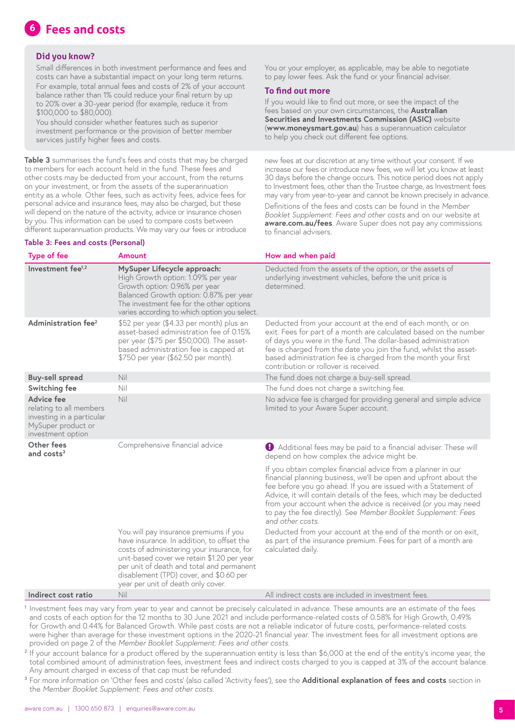## 6 Fees and costs

### Did you know?

Small differences in both investment performance and fees and costs can have a substantial impact on your long term returns. For example, total annual fees and costs of 2% of your account balance rather than 1% could reduce your final return by up to 20% over a 30-year period (for example, reduce it from $100,000 to $80,000).

You should consider whether features such as superior investment performance or the provision of better member services justify higher fees and costs.

You or your employer, as applicable, may be able to negotiate to pay lower fees. Ask the fund or your financial adviser.

### To find out more

If you would like to find out more, or see the impact of the fees based on your own circumstances, the **Australian Securities and Investments Commission (ASIC)** website (**www.moneysmart.gov.au**) has a superannuation calculator to help you check out different fee options.

**Table 3** summarises the fund's fees and costs that may be charged to members for each account held in the fund. These fees and other costs may be deducted from your account, from the returns on your investment, or from the assets of the superannuation entity as a whole. Other fees, such as activity fees, advice fees for personal advice and insurance fees, may also be charged, but these will depend on the nature of the activity, advice or insurance chosen by you. This information can be used to compare costs between different superannuation products. We may vary our fees or introduce new fees at our discretion at any time without your consent. If we increase our fees or introduce new fees, we will let you know at least 30 days before the change occurs. This notice period does not apply to Investment fees, other than the Trustee charge, as Investment fees may vary from year-to-year and cannot be known precisely in advance.

Definitions of the fees and costs can be found in the *Member Booklet Supplement: Fees and other costs* and on our website at **aware.com.au/fees**. Aware Super does not pay any commissions to financial advisers.

**Table 3: Fees and costs (Personal)**

| Type of fee | Amount | How and when paid |
|---|---|---|
| **Investment fee**[1,2] | **MySuper Lifecycle approach:** High Growth option: 1.09% per year Growth option: 0.96% per year Balanced Growth option: 0.87% per year The investment fee for the other options varies according to which option you select. | Deducted from the assets of the option, or the assets of underlying investment vehicles, before the unit price is determined. |
| **Administration fee**[2] | $52 per year ($4.33 per month) plus an asset-based administration fee of 0.15% per year ($75 per $50,000). The asset-based administration fee is capped at $750 per year ($62.50 per month). | Deducted from your account at the end of each month, or on exit. Fees for part of a month are calculated based on the number of days you were in the fund. The dollar-based administration fee is charged from the date you join the fund, whilst the asset-based administration fee is charged from the month your first contribution or rollover is received. |
| **Buy-sell spread** | Nil | The fund does not charge a buy-sell spread. |
| **Switching fee** | Nil | The fund does not charge a switching fee. |
| **Advice fee** relating to all members investing in a particular MySuper product or investment option | Nil | No advice fee is charged for providing general and simple advice limited to your Aware Super account. |
| **Other fees and costs**[3] | Comprehensive financial advice | Additional fees may be paid to a financial adviser. These will depend on how complex the advice might be. If you obtain complex financial advice from a planner in our financial planning business, we'll be open and upfront about the fee before you go ahead. If you are issued with a Statement of Advice, it will contain details of the fees, which may be deducted from your account when the advice is received (or you may need to pay the fee directly). See *Member Booklet Supplement: Fees and other costs*. |
| | You will pay insurance premiums if you have insurance. In addition, to offset the costs of administering your insurance, for unit-based cover we retain $1.20 per year per unit of death and total and permanent disablement (TPD) cover, and $0.60 per year per unit of death only cover. | Deducted from your account at the end of the month or on exit, as part of the insurance premium. Fees for part of a month are calculated daily. |
| **Indirect cost ratio** | Nil | All indirect costs are included in investment fees. |

[1] Investment fees may vary from year to year and cannot be precisely calculated in advance. These amounts are an estimate of the fees and costs of each option for the 12 months to 30 June 2021 and include performance-related costs of 0.58% for High Growth, 0.49% for Growth and 0.44% for Balanced Growth. While past costs are not a reliable indicator of future costs, performance-related costs were higher than average for these investment options in the 2020-21 financial year. The investment fees for all investment options are provided on page 2 of the *Member Booklet Supplement: Fees and other costs*.

[2] If your account balance for a product offered by the superannuation entity is less than $6,000 at the end of the entity's income year, the total combined amount of administration fees, investment fees and indirect costs charged to you is capped at 3% of the account balance. Any amount charged in excess of that cap must be refunded.

[3] For more information on 'Other fees and costs' (also called 'Activity fees'), see the **Additional explanation of fees and costs** section in the *Member Booklet Supplement: Fees and other costs*.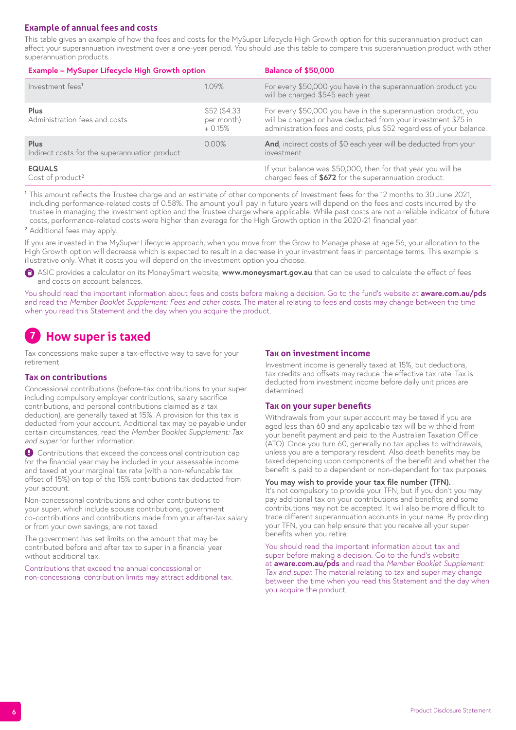### Example of annual fees and costs

This table gives an example of how the fees and costs for the MySuper Lifecycle High Growth option for this superannuation product can affect your superannuation investment over a one-year period. You should use this table to compare this superannuation product with other superannuation products.

| Example – MySuper Lifecycle High Growth option | | Balance of $50,000 |
|---|---|---|
| Investment fees[1] | 1.09% | For every $50,000 you have in the superannuation product you will be charged $545 each year. |
| **Plus** Administration fees and costs | $52 ($4.33 per month) + 0.15% | For every $50,000 you have in the superannuation product, you will be charged or have deducted from your investment $75 in administration fees and costs, plus $52 regardless of your balance. |
| **Plus** Indirect costs for the superannuation product | 0.00% | **And**, indirect costs of $0 each year will be deducted from your investment. |
| **EQUALS** Cost of product[2] | | If your balance was $50,000, then for that year you will be charged fees of **$672** for the superannuation product. |

[1] This amount reflects the Trustee charge and an estimate of other components of Investment fees for the 12 months to 30 June 2021, including performance-related costs of 0.58%. The amount you'll pay in future years will depend on the fees and costs incurred by the trustee in managing the investment option and the Trustee charge where applicable. While past costs are not a reliable indicator of future costs, performance-related costs were higher than average for the High Growth option in the 2020-21 financial year.

[2] Additional fees may apply.

If you are invested in the MySuper Lifecycle approach, when you move from the Grow to Manage phase at age 56, your allocation to the High Growth option will decrease which is expected to result in a decrease in your investment fees in percentage terms. This example is illustrative only. What it costs you will depend on the investment option you choose.

ASIC provides a calculator on its MoneySmart website, **www.moneysmart.gov.au** that can be used to calculate the effect of fees and costs on account balances.

You should read the important information about fees and costs before making a decision. Go to the fund's website at **aware.com.au/pds** and read the *Member Booklet Supplement: Fees and other costs*. The material relating to fees and costs may change between the time when you read this Statement and the day when you acquire the product.

## 7 How super is taxed

Tax concessions make super a tax-effective way to save for your retirement.

### Tax on contributions

Concessional contributions (before-tax contributions to your super including compulsory employer contributions, salary sacrifice contributions, and personal contributions claimed as a tax deduction), are generally taxed at 15%. A provision for this tax is deducted from your account. Additional tax may be payable under certain circumstances, read the *Member Booklet Supplement: Tax and super* for further information.

Contributions that exceed the concessional contribution cap for the financial year may be included in your assessable income and taxed at your marginal tax rate (with a non-refundable tax offset of 15%) on top of the 15% contributions tax deducted from your account.

Non-concessional contributions and other contributions to your super, which include spouse contributions, government co-contributions and contributions made from your after-tax salary or from your own savings, are not taxed.

The government has set limits on the amount that may be contributed before and after tax to super in a financial year without additional tax.

Contributions that exceed the annual concessional or non-concessional contribution limits may attract additional tax.

### Tax on investment income

Investment income is generally taxed at 15%, but deductions, tax credits and offsets may reduce the effective tax rate. Tax is deducted from investment income before daily unit prices are determined.

### Tax on your super benefits

Withdrawals from your super account may be taxed if you are aged less than 60 and any applicable tax will be withheld from your benefit payment and paid to the Australian Taxation Office (ATO). Once you turn 60, generally no tax applies to withdrawals, unless you are a temporary resident. Also death benefits may be taxed depending upon components of the benefit and whether the benefit is paid to a dependent or non-dependent for tax purposes.

**You may wish to provide your tax file number (TFN).**
It's not compulsory to provide your TFN, but if you don't you may pay additional tax on your contributions and benefits; and some contributions may not be accepted. It will also be more difficult to trace different superannuation accounts in your name. By providing your TFN, you can help ensure that you receive all your super benefits when you retire.

You should read the important information about tax and super before making a decision. Go to the fund's website at **aware.com.au/pds** and read the *Member Booklet Supplement: Tax and super*. The material relating to tax and super may change between the time when you read this Statement and the day when you acquire the product.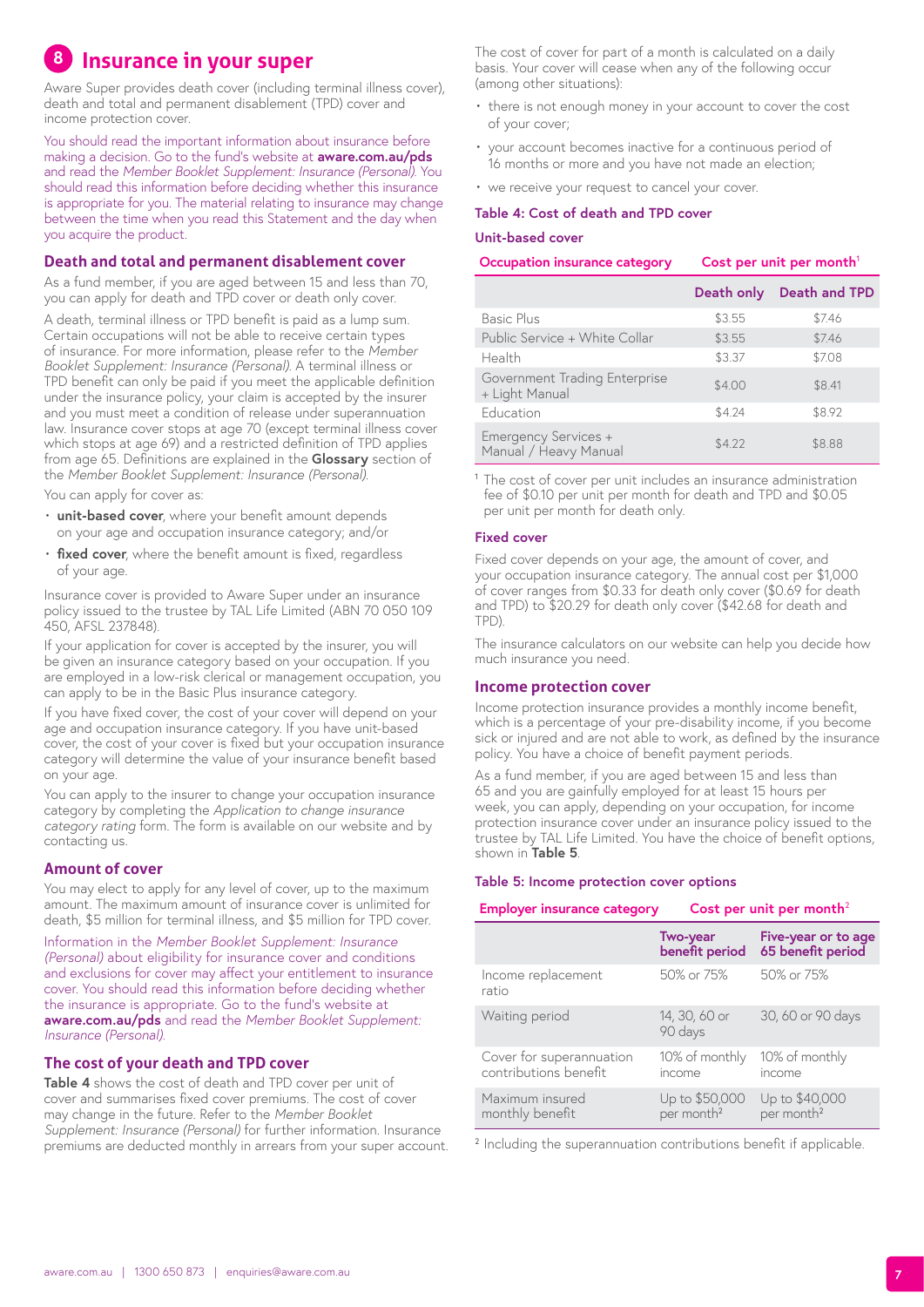# 8 Insurance in your super

Aware Super provides death cover (including terminal illness cover), death and total and permanent disablement (TPD) cover and income protection cover.

You should read the important information about insurance before making a decision. Go to the fund's website at **aware.com.au/pds** and read the *Member Booklet Supplement: Insurance (Personal)*. You should read this information before deciding whether this insurance is appropriate for you. The material relating to insurance may change between the time when you read this Statement and the day when you acquire the product.

## Death and total and permanent disablement cover

As a fund member, if you are aged between 15 and less than 70, you can apply for death and TPD cover or death only cover.

A death, terminal illness or TPD benefit is paid as a lump sum. Certain occupations will not be able to receive certain types of insurance. For more information, please refer to the *Member Booklet Supplement: Insurance (Personal)*. A terminal illness or TPD benefit can only be paid if you meet the applicable definition under the insurance policy, your claim is accepted by the insurer and you must meet a condition of release under superannuation law. Insurance cover stops at age 70 (except terminal illness cover which stops at age 69) and a restricted definition of TPD applies from age 65. Definitions are explained in the **Glossary** section of the *Member Booklet Supplement: Insurance (Personal)*.

You can apply for cover as:

- **unit-based cover**, where your benefit amount depends on your age and occupation insurance category; and/or
- **fixed cover**, where the benefit amount is fixed, regardless of your age.

Insurance cover is provided to Aware Super under an insurance policy issued to the trustee by TAL Life Limited (ABN 70 050 109 450, AFSL 237848).

If your application for cover is accepted by the insurer, you will be given an insurance category based on your occupation. If you are employed in a low-risk clerical or management occupation, you can apply to be in the Basic Plus insurance category.

If you have fixed cover, the cost of your cover will depend on your age and occupation insurance category. If you have unit-based cover, the cost of your cover is fixed but your occupation insurance category will determine the value of your insurance benefit based on your age.

You can apply to the insurer to change your occupation insurance category by completing the *Application to change insurance category rating* form. The form is available on our website and by contacting us.

### Amount of cover

You may elect to apply for any level of cover, up to the maximum amount. The maximum amount of insurance cover is unlimited for death, $5 million for terminal illness, and $5 million for TPD cover.

Information in the *Member Booklet Supplement: Insurance (Personal)* about eligibility for insurance cover and conditions and exclusions for cover may affect your entitlement to insurance cover. You should read this information before deciding whether the insurance is appropriate. Go to the fund's website at **aware.com.au/pds** and read the *Member Booklet Supplement: Insurance (Personal)*.

### The cost of your death and TPD cover

**Table 4** shows the cost of death and TPD cover per unit of cover and summarises fixed cover premiums. The cost of cover may change in the future. Refer to the *Member Booklet Supplement: Insurance (Personal)* for further information. Insurance premiums are deducted monthly in arrears from your super account.

The cost of cover for part of a month is calculated on a daily basis. Your cover will cease when any of the following occur (among other situations):

- there is not enough money in your account to cover the cost of your cover;
- your account becomes inactive for a continuous period of 16 months or more and you have not made an election;
- we receive your request to cancel your cover.

#### Table 4: Cost of death and TPD cover

**Unit-based cover**

| Occupation insurance category | Cost per unit per month[1] | |
|---|---|---|
| | Death only | Death and TPD |
| Basic Plus | $3.55 | $7.46 |
| Public Service + White Collar | $3.55 | $7.46 |
| Health | $3.37 | $7.08 |
| Government Trading Enterprise + Light Manual | $4.00 | $8.41 |
| Education | $4.24 | $8.92 |
| Emergency Services + Manual / Heavy Manual | $4.22 | $8.88 |

[1] The cost of cover per unit includes an insurance administration fee of $0.10 per unit per month for death and TPD and $0.05 per unit per month for death only.

**Fixed cover**

Fixed cover depends on your age, the amount of cover, and your occupation insurance category. The annual cost per $1,000 of cover ranges from $0.33 for death only cover ($0.69 for death and TPD) to $20.29 for death only cover ($42.68 for death and TPD).

The insurance calculators on our website can help you decide how much insurance you need.

## Income protection cover

Income protection insurance provides a monthly income benefit, which is a percentage of your pre-disability income, if you become sick or injured and are not able to work, as defined by the insurance policy. You have a choice of benefit payment periods.

As a fund member, if you are aged between 15 and less than 65 and you are gainfully employed for at least 15 hours per week, you can apply, depending on your occupation, for income protection insurance cover under an insurance policy issued to the trustee by TAL Life Limited. You have the choice of benefit options, shown in **Table 5**.

#### Table 5: Income protection cover options

| Employer insurance category | Cost per unit per month[2] | |
|---|---|---|
| | Two-year benefit period | Five-year or to age 65 benefit period |
| Income replacement ratio | 50% or 75% | 50% or 75% |
| Waiting period | 14, 30, 60 or 90 days | 30, 60 or 90 days |
| Cover for superannuation contributions benefit | 10% of monthly income | 10% of monthly income |
| Maximum insured monthly benefit | Up to $50,000 per month[2] | Up to $40,000 per month[2] |

[2] Including the superannuation contributions benefit if applicable.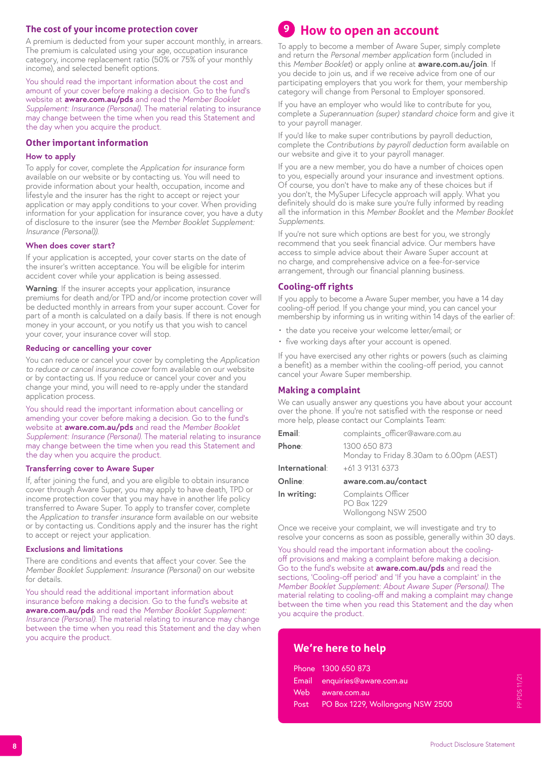## The cost of your income protection cover

A premium is deducted from your super account monthly, in arrears. The premium is calculated using your age, occupation insurance category, income replacement ratio (50% or 75% of your monthly income), and selected benefit options.

You should read the important information about the cost and amount of your cover before making a decision. Go to the fund's website at **aware.com.au/pds** and read the *Member Booklet Supplement: Insurance (Personal)*. The material relating to insurance may change between the time when you read this Statement and the day when you acquire the product.

## Other important information

### How to apply

To apply for cover, complete the *Application for insurance* form available on our website or by contacting us. You will need to provide information about your health, occupation, income and lifestyle and the insurer has the right to accept or reject your application or may apply conditions to your cover. When providing information for your application for insurance cover, you have a duty of disclosure to the insurer (see the *Member Booklet Supplement: Insurance (Personal)*).

### When does cover start?

If your application is accepted, your cover starts on the date of the insurer's written acceptance. You will be eligible for interim accident cover while your application is being assessed.

**Warning**: If the insurer accepts your application, insurance premiums for death and/or TPD and/or income protection cover will be deducted monthly in arrears from your super account. Cover for part of a month is calculated on a daily basis. If there is not enough money in your account, or you notify us that you wish to cancel your cover, your insurance cover will stop.

### Reducing or cancelling your cover

You can reduce or cancel your cover by completing the *Application to reduce or cancel insurance cover* form available on our website or by contacting us. If you reduce or cancel your cover and you change your mind, you will need to re-apply under the standard application process.

You should read the important information about cancelling or amending your cover before making a decision. Go to the fund's website at **aware.com.au/pds** and read the *Member Booklet Supplement: Insurance (Personal)*. The material relating to insurance may change between the time when you read this Statement and the day when you acquire the product.

### Transferring cover to Aware Super

If, after joining the fund, and you are eligible to obtain insurance cover through Aware Super, you may apply to have death, TPD or income protection cover that you may have in another life policy transferred to Aware Super. To apply to transfer cover, complete the *Application to transfer insurance* form available on our website or by contacting us. Conditions apply and the insurer has the right to accept or reject your application.

### Exclusions and limitations

There are conditions and events that affect your cover. See the *Member Booklet Supplement: Insurance (Personal)* on our website for details.

You should read the additional important information about insurance before making a decision. Go to the fund's website at **aware.com.au/pds** and read the *Member Booklet Supplement: Insurance (Personal)*. The material relating to insurance may change between the time when you read this Statement and the day when you acquire the product.

# 9 How to open an account

To apply to become a member of Aware Super, simply complete and return the *Personal member application* form (included in this *Member Booklet*) or apply online at **aware.com.au/join**. If you decide to join us, and if we receive advice from one of our participating employers that you work for them, your membership category will change from Personal to Employer sponsored.

If you have an employer who would like to contribute for you, complete a *Superannuation (super) standard choice* form and give it to your payroll manager.

If you'd like to make super contributions by payroll deduction, complete the *Contributions by payroll deduction* form available on our website and give it to your payroll manager.

If you are a new member, you do have a number of choices open to you, especially around your insurance and investment options. Of course, you don't have to make any of these choices but if you don't, the MySuper Lifecycle approach will apply. What you definitely should do is make sure you're fully informed by reading all the information in this *Member Booklet* and the *Member Booklet Supplements*.

If you're not sure which options are best for you, we strongly recommend that you seek financial advice. Our members have access to simple advice about their Aware Super account at no charge, and comprehensive advice on a fee-for-service arrangement, through our financial planning business.

## Cooling-off rights

If you apply to become a Aware Super member, you have a 14 day cooling-off period. If you change your mind, you can cancel your membership by informing us in writing within 14 days of the earlier of:

- the date you receive your welcome letter/email; or
- five working days after your account is opened.

If you have exercised any other rights or powers (such as claiming a benefit) as a member within the cooling-off period, you cannot cancel your Aware Super membership.

## Making a complaint

We can usually answer any questions you have about your account over the phone. If you're not satisfied with the response or need more help, please contact our Complaints Team:

| | |
|---|---|
| **Email**: | complaints_officer@aware.com.au |
| **Phone**: | 1300 650 873<br>Monday to Friday 8.30am to 6.00pm (AEST) |
| **International**: | +61 3 9131 6373 |
| **Online**: | **aware.com.au/contact** |
| **In writing:** | Complaints Officer<br>PO Box 1229<br>Wollongong NSW 2500 |

Once we receive your complaint, we will investigate and try to resolve your concerns as soon as possible, generally within 30 days.

You should read the important information about the cooling-off provisions and making a complaint before making a decision. Go to the fund's website at **aware.com.au/pds** and read the sections, 'Cooling-off period' and 'If you have a complaint' in the *Member Booklet Supplement: About Aware Super (Personal)*. The material relating to cooling-off and making a complaint may change between the time when you read this Statement and the day when you acquire the product.

## We're here to help

| | |
|---|---|
| Phone | 1300 650 873 |
| Email | enquiries@aware.com.au |
| Web | aware.com.au |
| Post | PO Box 1229, Wollongong NSW 2500 |

PP PDS 11/21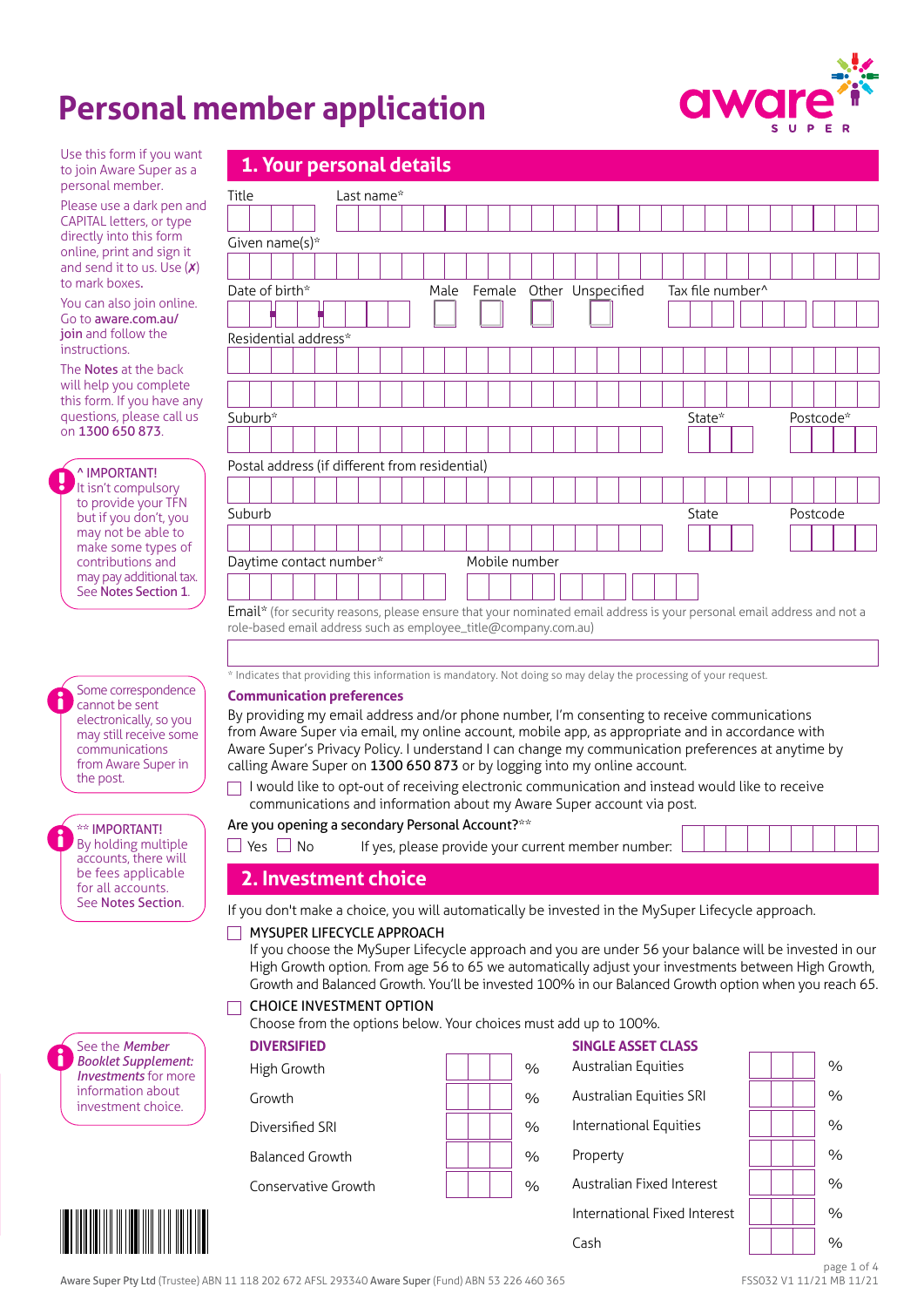# Personal member application

Use this form if you want to join Aware Super as a personal member.

Please use a dark pen and CAPITAL letters, or type directly into this form online, print and sign it and send it to us. Use (✗) to mark boxes.

You can also join online. Go to **aware.com.au/join** and follow the instructions.

The **Notes** at the back will help you complete this form. If you have any questions, please call us on **1300 650 873**.

^ IMPORTANT!
It isn't compulsory to provide your TFN but if you don't, you may not be able to make some types of contributions and may pay additional tax. See **Notes Section 1**.

Some correspondence cannot be sent electronically, so you may still receive some communications from Aware Super in the post.

** IMPORTANT!
By holding multiple accounts, there will be fees applicable for all accounts. See **Notes Section**.

See the *Member Booklet Supplement: Investments* for more information about investment choice.

## 1. Your personal details

Title

Last name*

Given name(s)*

Date of birth*

Male ☐ Female ☐ Other ☐ Unspecified ☐

Tax file number^

Residential address*

Suburb*

State*

Postcode*

Postal address (if different from residential)

Suburb

State

Postcode

Daytime contact number*

Mobile number

Email* (for security reasons, please ensure that your nominated email address is your personal email address and not a role-based email address such as employee_title@company.com.au)

* Indicates that providing this information is mandatory. Not doing so may delay the processing of your request.

### Communication preferences

By providing my email address and/or phone number, I'm consenting to receive communications from Aware Super via email, my online account, mobile app, as appropriate and in accordance with Aware Super's Privacy Policy. I understand I can change my communication preferences at anytime by calling Aware Super on **1300 650 873** or by logging into my online account.

☐ I would like to opt-out of receiving electronic communication and instead would like to receive communications and information about my Aware Super account via post.

Are you opening a secondary Personal Account?**

☐ Yes ☐ No If yes, please provide your current member number:

## 2. Investment choice

If you don't make a choice, you will automatically be invested in the MySuper Lifecycle approach.

☐ MYSUPER LIFECYCLE APPROACH
If you choose the MySuper Lifecycle approach and you are under 56 your balance will be invested in our High Growth option. From age 56 to 65 we automatically adjust your investments between High Growth, Growth and Balanced Growth. You'll be invested 100% in our Balanced Growth option when you reach 65.

☐ CHOICE INVESTMENT OPTION
Choose from the options below. Your choices must add up to 100%.

| DIVERSIFIED | | SINGLE ASSET CLASS | |
|---|---|---|---|
| High Growth | % | Australian Equities | % |
| Growth | % | Australian Equities SRI | % |
| Diversified SRI | % | International Equities | % |
| Balanced Growth | % | Property | % |
| Conservative Growth | % | Australian Fixed Interest | % |
| | | International Fixed Interest | % |
| | | Cash | % |

Aware Super Pty Ltd (Trustee) ABN 11 118 202 672 AFSL 293340 Aware Super (Fund) ABN 53 226 460 365

FSS032 V1 11/21 MB 11/21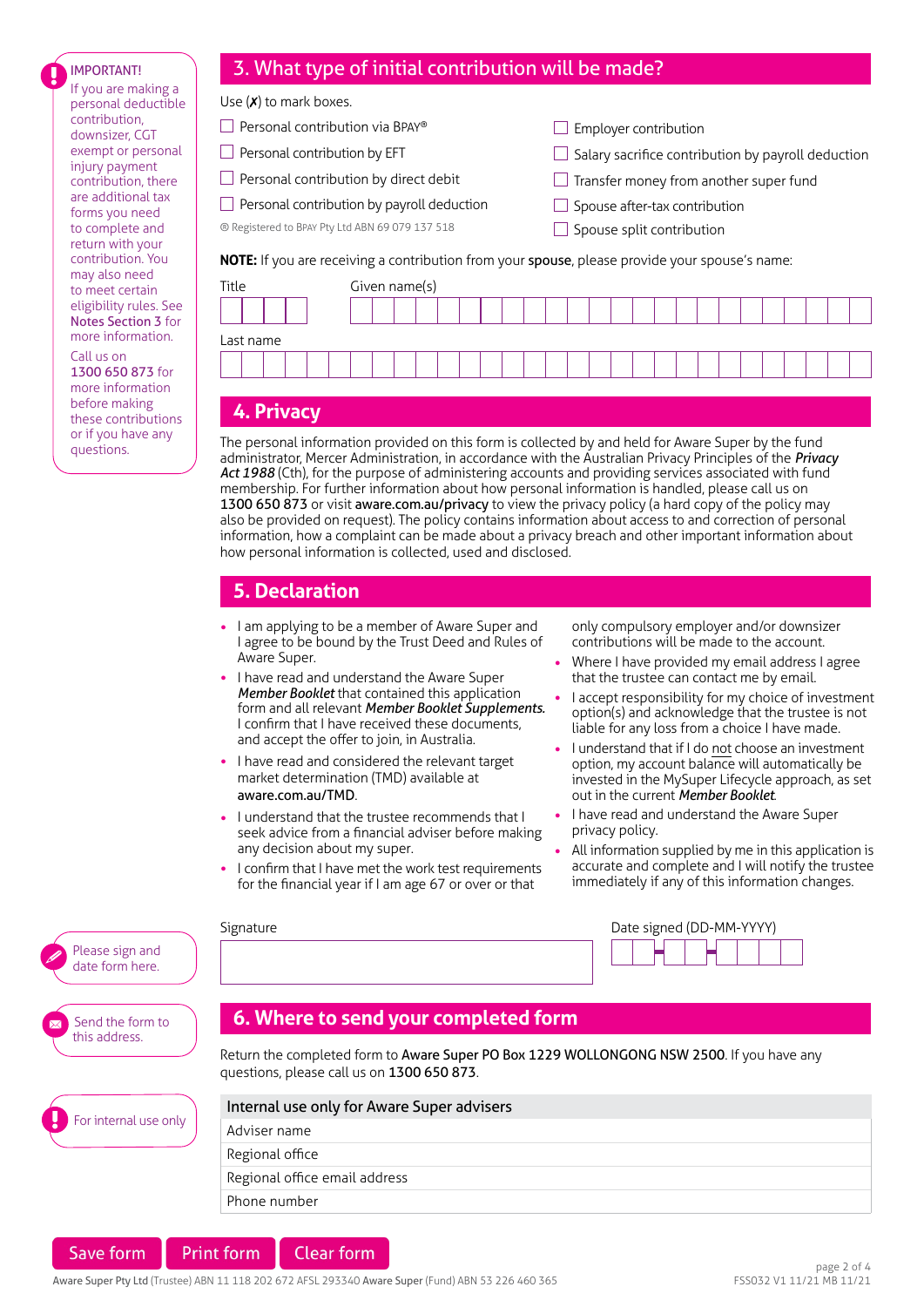IMPORTANT!

If you are making a personal deductible contribution, downsizer, CGT exempt or personal injury payment contribution, there are additional tax forms you need to complete and return with your contribution. You may also need to meet certain eligibility rules. See Notes Section 3 for more information.

Call us on **1300 650 873** for more information before making these contributions or if you have any questions.

## 3. What type of initial contribution will be made?

Use (✗) to mark boxes.

- ☐ Personal contribution via BPAY®
- ☐ Personal contribution by EFT
- ☐ Personal contribution by direct debit
- ☐ Personal contribution by payroll deduction

® Registered to BPAY Pty Ltd ABN 69 079 137 518

- ☐ Employer contribution
- ☐ Salary sacrifice contribution by payroll deduction
- ☐ Transfer money from another super fund
- ☐ Spouse after-tax contribution
- ☐ Spouse split contribution

**NOTE:** If you are receiving a contribution from your **spouse**, please provide your spouse's name:

Title

Given name(s)

Last name

## 4. Privacy

The personal information provided on this form is collected by and held for Aware Super by the fund administrator, Mercer Administration, in accordance with the Australian Privacy Principles of the *Privacy Act 1988* (Cth), for the purpose of administering accounts and providing services associated with fund membership. For further information about how personal information is handled, please call us on **1300 650 873** or visit **aware.com.au/privacy** to view the privacy policy (a hard copy of the policy may also be provided on request). The policy contains information about access to and correction of personal information, how a complaint can be made about a privacy breach and other important information about how personal information is collected, used and disclosed.

## 5. Declaration

- I am applying to be a member of Aware Super and I agree to be bound by the Trust Deed and Rules of Aware Super.
- I have read and understand the Aware Super ***Member Booklet*** that contained this application form and all relevant ***Member Booklet Supplements.*** I confirm that I have received these documents, and accept the offer to join, in Australia.
- I have read and considered the relevant target market determination (TMD) available at **aware.com.au/TMD**.
- I understand that the trustee recommends that I seek advice from a financial adviser before making any decision about my super.
- I confirm that I have met the work test requirements for the financial year if I am age 67 or over or that only compulsory employer and/or downsizer contributions will be made to the account.
- Where I have provided my email address I agree that the trustee can contact me by email.
- I accept responsibility for my choice of investment option(s) and acknowledge that the trustee is not liable for any loss from a choice I have made.
- I understand that if I do not choose an investment option, my account balance will automatically be invested in the MySuper Lifecycle approach, as set out in the current ***Member Booklet***.
- I have read and understand the Aware Super privacy policy.
- All information supplied by me in this application is accurate and complete and I will notify the trustee immediately if any of this information changes.

Please sign and date form here.

Signature

Date signed (DD-MM-YYYY)

Send the form to this address.

## 6. Where to send your completed form

Return the completed form to **Aware Super PO Box 1229 WOLLONGONG NSW 2500**. If you have any questions, please call us on **1300 650 873**.

For internal use only

| Internal use only for Aware Super advisers |
| --- |
| Adviser name |
| Regional office |
| Regional office email address |
| Phone number |

Save form | Print form | Clear form

**Aware Super Pty Ltd** (Trustee) ABN 11 118 202 672 AFSL 293340 **Aware Super** (Fund) ABN 53 226 460 365

FSS032 V1 11/21 MB 11/21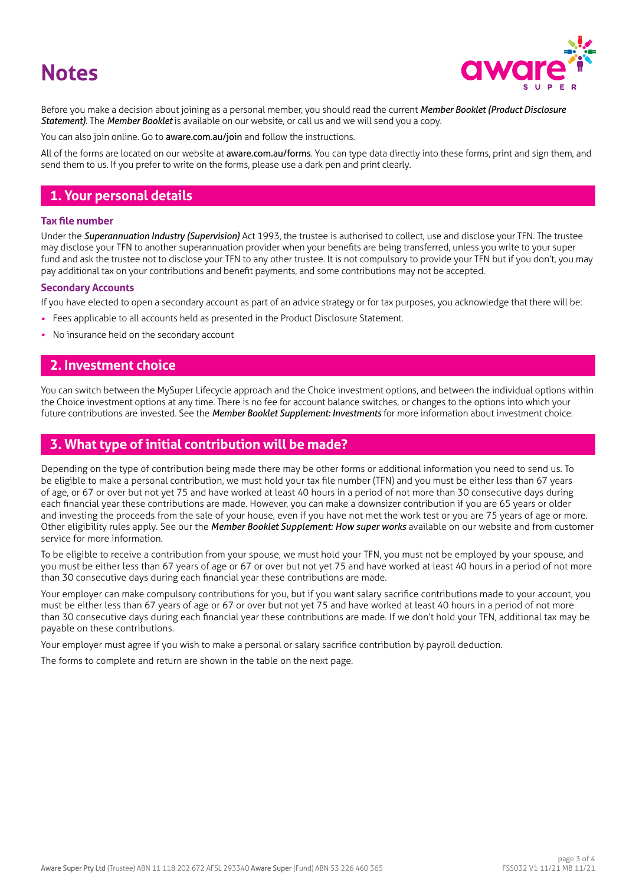# Notes

Before you make a decision about joining as a personal member, you should read the current ***Member Booklet (Product Disclosure Statement)***. The ***Member Booklet*** is available on our website, or call us and we will send you a copy.

You can also join online. Go to **aware.com.au/join** and follow the instructions.

All of the forms are located on our website at **aware.com.au/forms**. You can type data directly into these forms, print and sign them, and send them to us. If you prefer to write on the forms, please use a dark pen and print clearly.

## 1. Your personal details

### Tax file number

Under the ***Superannuation Industry (Supervision)*** Act 1993, the trustee is authorised to collect, use and disclose your TFN. The trustee may disclose your TFN to another superannuation provider when your benefits are being transferred, unless you write to your super fund and ask the trustee not to disclose your TFN to any other trustee. It is not compulsory to provide your TFN but if you don't, you may pay additional tax on your contributions and benefit payments, and some contributions may not be accepted.

### Secondary Accounts

If you have elected to open a secondary account as part of an advice strategy or for tax purposes, you acknowledge that there will be:

- Fees applicable to all accounts held as presented in the Product Disclosure Statement.
- No insurance held on the secondary account

## 2. Investment choice

You can switch between the MySuper Lifecycle approach and the Choice investment options, and between the individual options within the Choice investment options at any time. There is no fee for account balance switches, or changes to the options into which your future contributions are invested. See the ***Member Booklet Supplement: Investments*** for more information about investment choice.

## 3. What type of initial contribution will be made?

Depending on the type of contribution being made there may be other forms or additional information you need to send us. To be eligible to make a personal contribution, we must hold your tax file number (TFN) and you must be either less than 67 years of age, or 67 or over but not yet 75 and have worked at least 40 hours in a period of not more than 30 consecutive days during each financial year these contributions are made. However, you can make a downsizer contribution if you are 65 years or older and investing the proceeds from the sale of your house, even if you have not met the work test or you are 75 years of age or more. Other eligibility rules apply. See our the ***Member Booklet Supplement: How super works*** available on our website and from customer service for more information.

To be eligible to receive a contribution from your spouse, we must hold your TFN, you must not be employed by your spouse, and you must be either less than 67 years of age or 67 or over but not yet 75 and have worked at least 40 hours in a period of not more than 30 consecutive days during each financial year these contributions are made.

Your employer can make compulsory contributions for you, but if you want salary sacrifice contributions made to your account, you must be either less than 67 years of age or 67 or over but not yet 75 and have worked at least 40 hours in a period of not more than 30 consecutive days during each financial year these contributions are made. If we don't hold your TFN, additional tax may be payable on these contributions.

Your employer must agree if you wish to make a personal or salary sacrifice contribution by payroll deduction.

The forms to complete and return are shown in the table on the next page.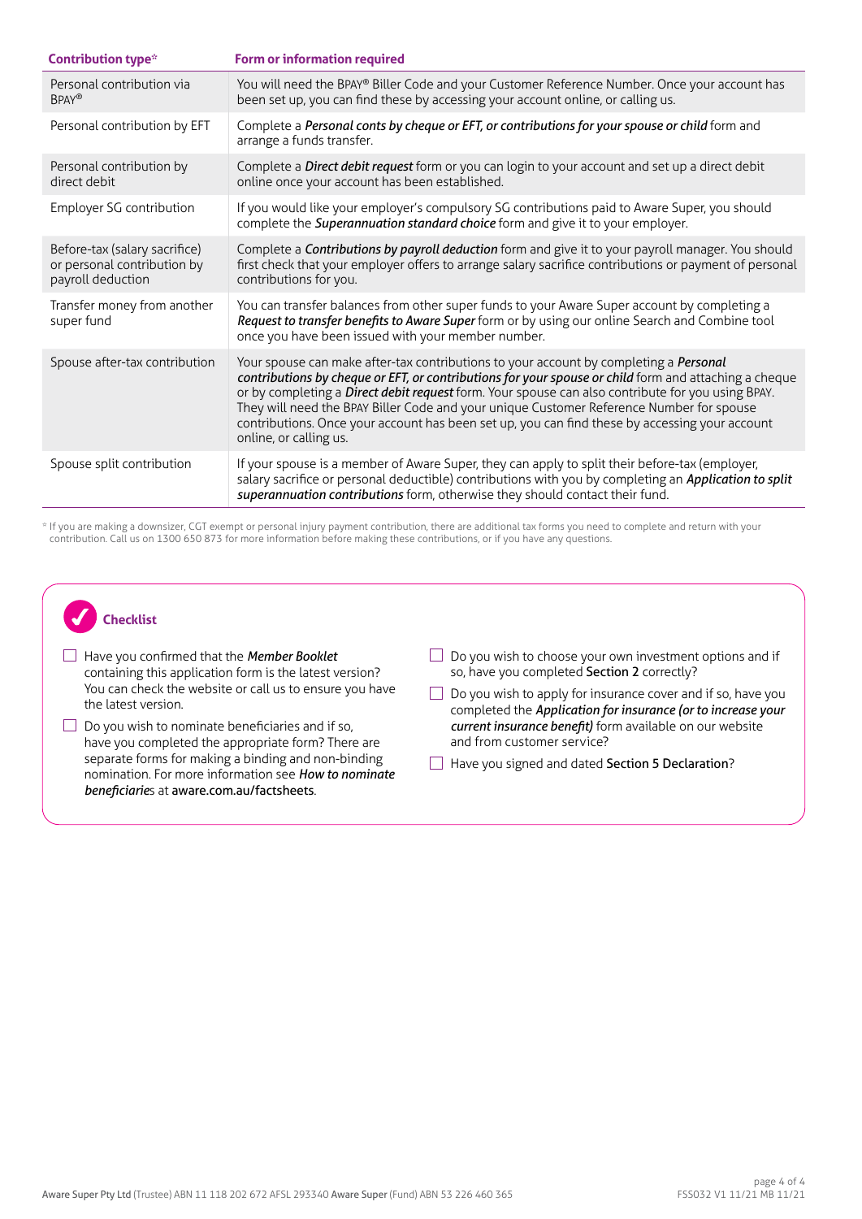| Contribution type* | Form or information required |
|---|---|
| Personal contribution via BPAY® | You will need the BPAY® Biller Code and your Customer Reference Number. Once your account has been set up, you can find these by accessing your account online, or calling us. |
| Personal contribution by EFT | Complete a ***Personal conts by cheque or EFT, or contributions for your spouse or child*** form and arrange a funds transfer. |
| Personal contribution by direct debit | Complete a ***Direct debit request*** form or you can login to your account and set up a direct debit online once your account has been established. |
| Employer SG contribution | If you would like your employer's compulsory SG contributions paid to Aware Super, you should complete the ***Superannuation standard choice*** form and give it to your employer. |
| Before-tax (salary sacrifice) or personal contribution by payroll deduction | Complete a ***Contributions by payroll deduction*** form and give it to your payroll manager. You should first check that your employer offers to arrange salary sacrifice contributions or payment of personal contributions for you. |
| Transfer money from another super fund | You can transfer balances from other super funds to your Aware Super account by completing a ***Request to transfer benefits to Aware Super*** form or by using our online Search and Combine tool once you have been issued with your member number. |
| Spouse after-tax contribution | Your spouse can make after-tax contributions to your account by completing a ***Personal contributions by cheque or EFT, or contributions for your spouse or child*** form and attaching a cheque or by completing a ***Direct debit request*** form. Your spouse can also contribute for you using BPAY. They will need the BPAY Biller Code and your unique Customer Reference Number for spouse contributions. Once your account has been set up, you can find these by accessing your account online, or calling us. |
| Spouse split contribution | If your spouse is a member of Aware Super, they can apply to split their before-tax (employer, salary sacrifice or personal deductible) contributions with you by completing an ***Application to split superannuation contributions*** form, otherwise they should contact their fund. |

\* If you are making a downsizer, CGT exempt or personal injury payment contribution, there are additional tax forms you need to complete and return with your contribution. Call us on 1300 650 873 for more information before making these contributions, or if you have any questions.

## Checklist

- ☐ Have you confirmed that the ***Member Booklet*** containing this application form is the latest version? You can check the website or call us to ensure you have the latest version.
- ☐ Do you wish to nominate beneficiaries and if so, have you completed the appropriate form? There are separate forms for making a binding and non-binding nomination. For more information see ***How to nominate beneficiaries*** at aware.com.au/factsheets.
- ☐ Do you wish to choose your own investment options and if so, have you completed Section 2 correctly?
- ☐ Do you wish to apply for insurance cover and if so, have you completed the ***Application for insurance (or to increase your current insurance benefit)*** form available on our website and from customer service?
- ☐ Have you signed and dated Section 5 Declaration?

Aware Super Pty Ltd (Trustee) ABN 11 118 202 672 AFSL 293340 Aware Super (Fund) ABN 53 226 460 365

FSS032 V1 11/21 MB 11/21